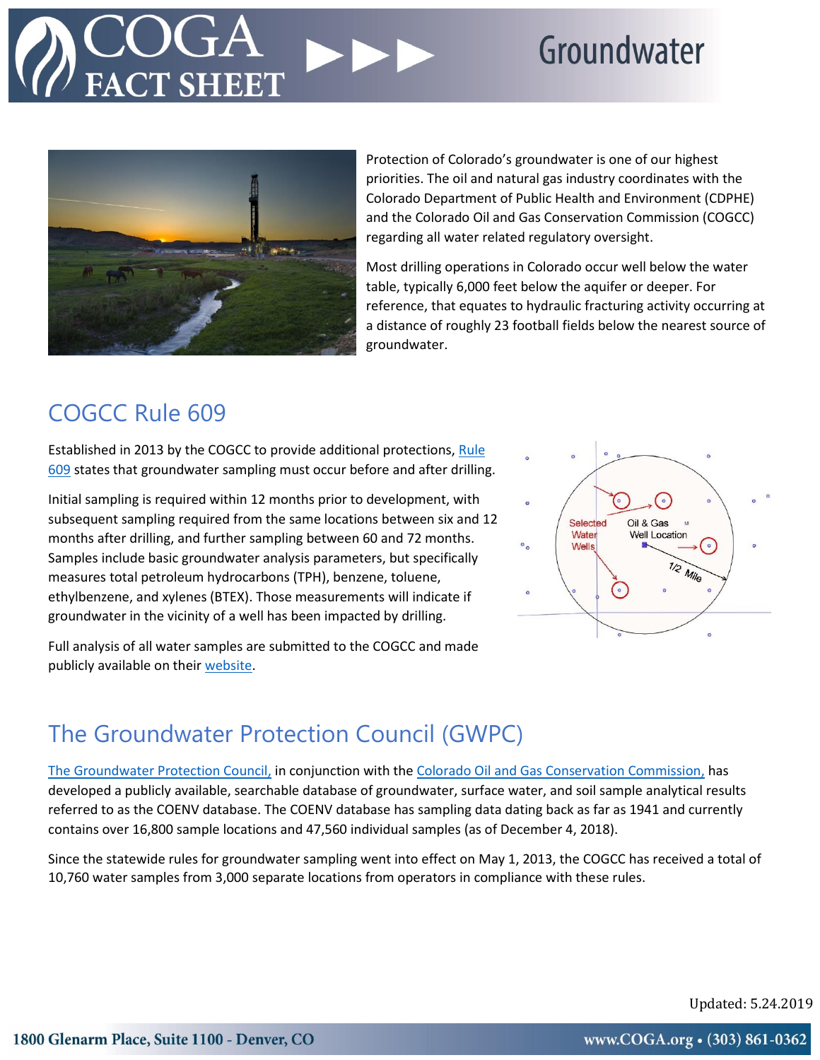# COGA FACT SHEET

# Groundwater

Protection of Colorado's groundwater is one of our highest priorities. The oil and natural gas industry coordinates with the Colorado Department of Public Health and Environment (CDPHE) and the Colorado Oil and Gas Conservation Commission (COGCC) regarding all water related regulatory oversight.

Most drilling operations in Colorado occur well below the water table, typically 6,000 feet below the aquifer or deeper. For reference, that equates to hydraulic fracturing activity occurring at a distance of roughly 23 football fields below the nearest source of groundwater.

## COGCC Rule 609

Established in 2013 by the COGCC to provide additional protections, [Rule 609] states that groundwater sampling must occur before and after drilling.

Initial sampling is required within 12 months prior to development, with subsequent sampling required from the same locations between six and 12 months after drilling, and further sampling between 60 and 72 months. Samples include basic groundwater analysis parameters, but specifically measures total petroleum hydrocarbons (TPH), benzene, toluene, ethylbenzene, and xylenes (BTEX). Those measurements will indicate if groundwater in the vicinity of a well has been impacted by drilling.

Full analysis of all water samples are submitted to the COGCC and made publicly available on their [website].

## The Groundwater Protection Council (GWPC)

[The Groundwater Protection Council,] in conjunction with the [Colorado Oil and Gas Conservation Commission,] has developed a publicly available, searchable database of groundwater, surface water, and soil sample analytical results referred to as the COENV database. The COENV database has sampling data dating back as far as 1941 and currently contains over 16,800 sample locations and 47,560 individual samples (as of December 4, 2018).

Since the statewide rules for groundwater sampling went into effect on May 1, 2013, the COGCC has received a total of 10,760 water samples from 3,000 separate locations from operators in compliance with these rules.

Updated: 5.24.2019

1800 Glenarm Place, Suite 1100 - Denver, CO

www.COGA.org • (303) 861-0362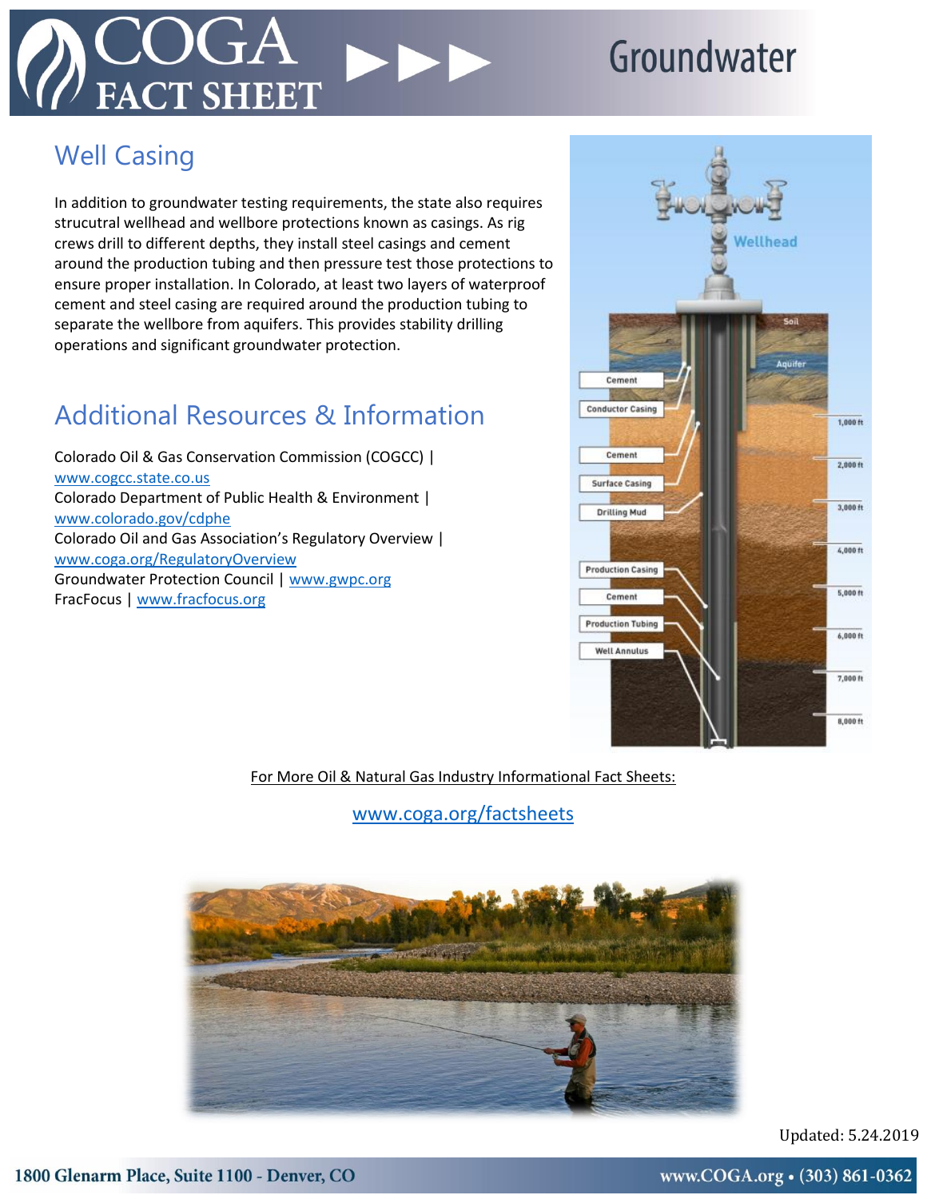## Well Casing

In addition to groundwater testing requirements, the state also requires strucutral wellhead and wellbore protections known as casings. As rig crews drill to different depths, they install steel casings and cement around the production tubing and then pressure test those protections to ensure proper installation. In Colorado, at least two layers of waterproof cement and steel casing are required around the production tubing to separate the wellbore from aquifers. This provides stability drilling operations and significant groundwater protection.

Wellhead

Soil

Aquifer

Cement

Conductor Casing

Cement

Surface Casing

Drilling Mud

Production Casing

Cement

Production Tubing

Well Annulus

1,000 ft

2,000 ft

3,000 ft

4,000 ft

5,000 ft

6,000 ft

7,000 ft

8,000 ft

## Additional Resources & Information

Colorado Oil & Gas Conservation Commission (COGCC) | www.cogcc.state.co.us
Colorado Department of Public Health & Environment | www.colorado.gov/cdphe
Colorado Oil and Gas Association's Regulatory Overview | www.coga.org/RegulatoryOverview
Groundwater Protection Council | www.gwpc.org
FracFocus | www.fracfocus.org

For More Oil & Natural Gas Industry Informational Fact Sheets:

www.coga.org/factsheets

Updated: 5.24.2019

1800 Glenarm Place, Suite 1100 - Denver, CO

www.COGA.org • (303) 861-0362